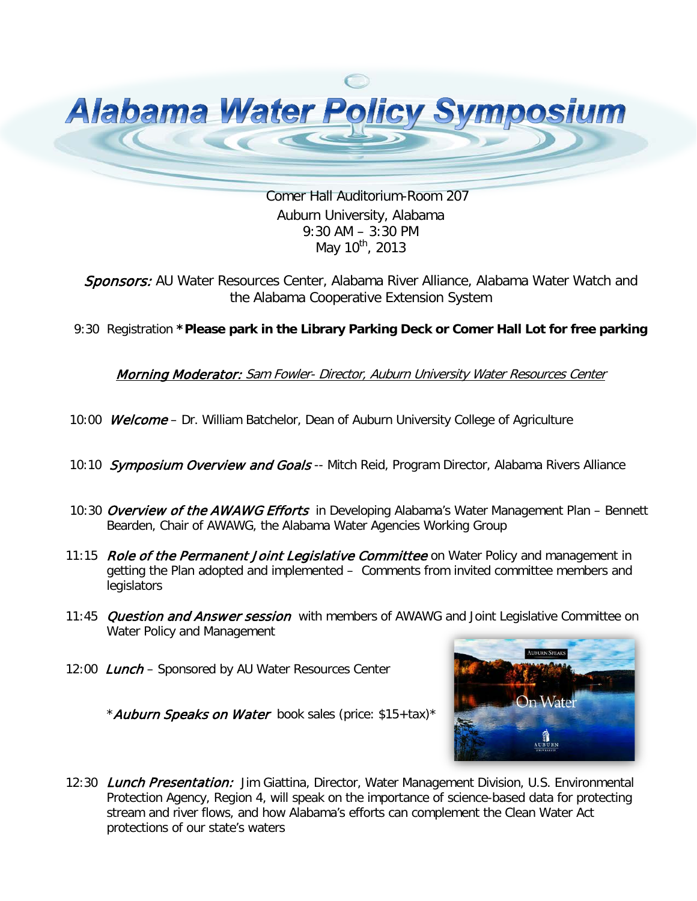# Alabama Water Policy Symposium

Comer Hall Auditorium-Room 207
Auburn University, Alabama
9:30 AM – 3:30 PM
May 10th, 2013

*Sponsors:* AU Water Resources Center, Alabama River Alliance, Alabama Water Watch and the Alabama Cooperative Extension System

9:30 Registration **\*Please park in the Library Parking Deck or Comer Hall Lot for free parking**

*Morning Moderator: Sam Fowler- Director, Auburn University Water Resources Center*

10:00 *Welcome* – Dr. William Batchelor, Dean of Auburn University College of Agriculture

10:10 *Symposium Overview and Goals* -- Mitch Reid, Program Director, Alabama Rivers Alliance

10:30 *Overview of the AWAWG Efforts* in Developing Alabama's Water Management Plan – Bennett Bearden, Chair of AWAWG, the Alabama Water Agencies Working Group

11:15 *Role of the Permanent Joint Legislative Committee* on Water Policy and management in getting the Plan adopted and implemented – Comments from invited committee members and legislators

11:45 *Question and Answer session* with members of AWAWG and Joint Legislative Committee on Water Policy and Management

12:00 *Lunch* – Sponsored by AU Water Resources Center

\**Auburn Speaks on Water* book sales (price: $15+tax)\*

12:30 *Lunch Presentation:* Jim Giattina, Director, Water Management Division, U.S. Environmental Protection Agency, Region 4, will speak on the importance of science-based data for protecting stream and river flows, and how Alabama's efforts can complement the Clean Water Act protections of our state's waters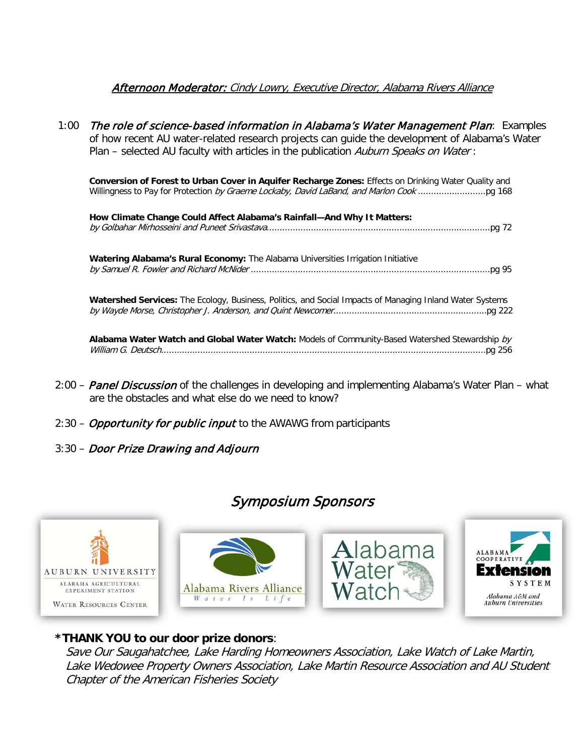*Afternoon Moderator: Cindy Lowry, Executive Director, Alabama Rivers Alliance*

1:00 *The role of science-based information in Alabama's Water Management Plan*: Examples of how recent AU water-related research projects can guide the development of Alabama's Water Plan – selected AU faculty with articles in the publication *Auburn Speaks on Water*:

**Conversion of Forest to Urban Cover in Aquifer Recharge Zones:** Effects on Drinking Water Quality and Willingness to Pay for Protection *by Graeme Lockaby, David LaBand, and Marlon Cook* ..........................pg 168

**How Climate Change Could Affect Alabama's Rainfall—And Why It Matters:** *by Golbahar Mirhosseini and Puneet Srivastava*......................................................................................pg 72

**Watering Alabama's Rural Economy:** The Alabama Universities Irrigation Initiative *by Samuel R. Fowler and Richard McNider* ..........................................................................................pg 95

**Watershed Services:** The Ecology, Business, Politics, and Social Impacts of Managing Inland Water Systems *by Wayde Morse, Christopher J. Anderson, and Quint Newcomer*...........................................................pg 222

**Alabama Water Watch and Global Water Watch:** Models of Community-Based Watershed Stewardship *by William G. Deutsch*.............................................................................................................................pg 256

2:00 – *Panel Discussion* of the challenges in developing and implementing Alabama's Water Plan – what are the obstacles and what else do we need to know?

2:30 – *Opportunity for public input* to the AWAWG from participants

3:30 – *Door Prize Drawing and Adjourn*

## *Symposium Sponsors*

AUBURN UNIVERSITY
ALABAMA AGRICULTURAL EXPERIMENT STATION
WATER RESOURCES CENTER

Alabama Rivers Alliance
Water Is Life

Alabama Water Watch

ALABAMA COOPERATIVE Extension SYSTEM
Alabama A&M and Auburn Universities

**\*THANK YOU to our door prize donors**:
*Save Our Saugahatchee, Lake Harding Homeowners Association, Lake Watch of Lake Martin, Lake Wedowee Property Owners Association, Lake Martin Resource Association and AU Student Chapter of the American Fisheries Society*